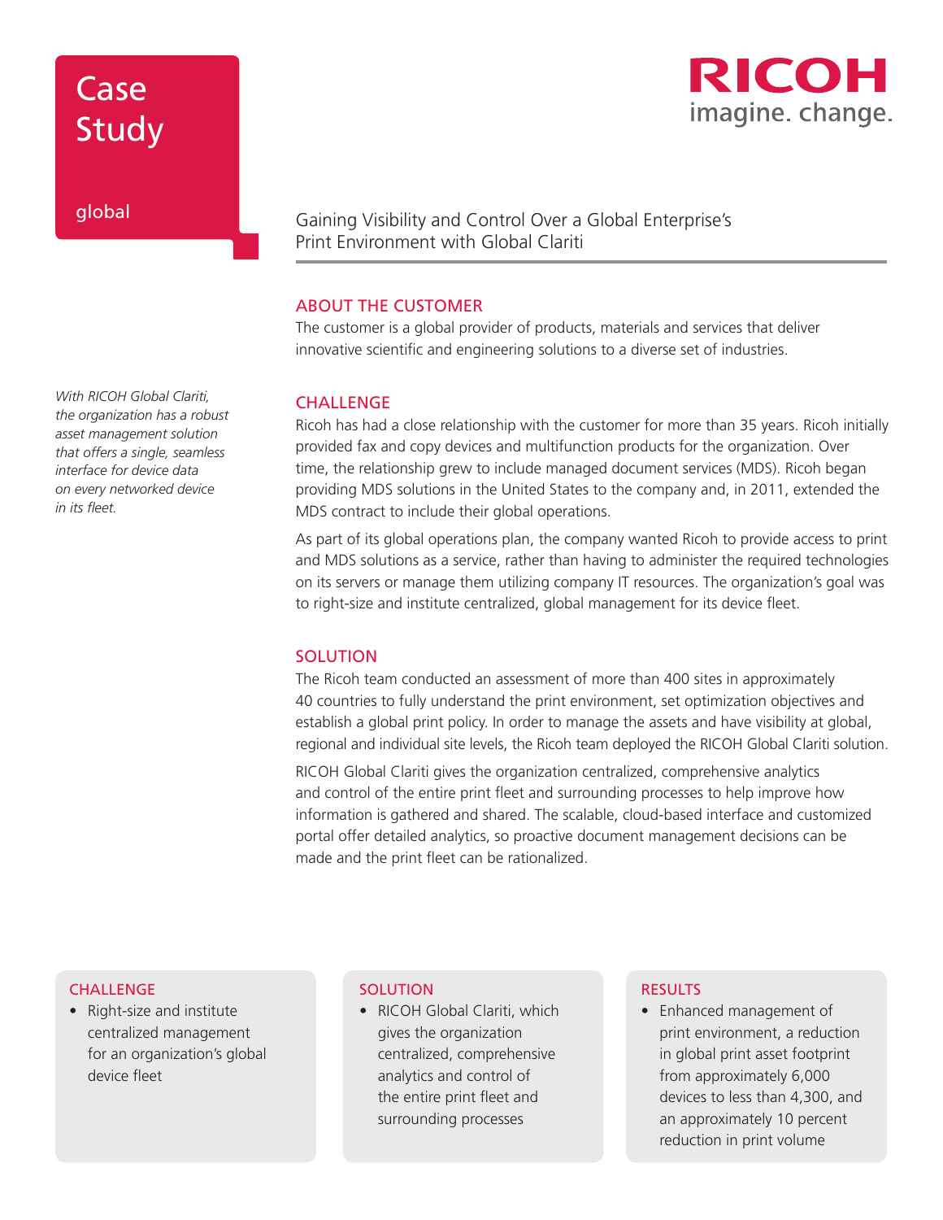# Case Study

global

RICOH
imagine. change.

## Gaining Visibility and Control Over a Global Enterprise's Print Environment with Global Clariti

### ABOUT THE CUSTOMER

The customer is a global provider of products, materials and services that deliver innovative scientific and engineering solutions to a diverse set of industries.

*With RICOH Global Clariti, the organization has a robust asset management solution that offers a single, seamless interface for device data on every networked device in its fleet.*

### CHALLENGE

Ricoh has had a close relationship with the customer for more than 35 years. Ricoh initially provided fax and copy devices and multifunction products for the organization. Over time, the relationship grew to include managed document services (MDS). Ricoh began providing MDS solutions in the United States to the company and, in 2011, extended the MDS contract to include their global operations.

As part of its global operations plan, the company wanted Ricoh to provide access to print and MDS solutions as a service, rather than having to administer the required technologies on its servers or manage them utilizing company IT resources. The organization's goal was to right-size and institute centralized, global management for its device fleet.

### SOLUTION

The Ricoh team conducted an assessment of more than 400 sites in approximately 40 countries to fully understand the print environment, set optimization objectives and establish a global print policy. In order to manage the assets and have visibility at global, regional and individual site levels, the Ricoh team deployed the RICOH Global Clariti solution.

RICOH Global Clariti gives the organization centralized, comprehensive analytics and control of the entire print fleet and surrounding processes to help improve how information is gathered and shared. The scalable, cloud-based interface and customized portal offer detailed analytics, so proactive document management decisions can be made and the print fleet can be rationalized.

#### CHALLENGE

- Right-size and institute centralized management for an organization's global device fleet

#### SOLUTION

- RICOH Global Clariti, which gives the organization centralized, comprehensive analytics and control of the entire print fleet and surrounding processes

#### RESULTS

- Enhanced management of print environment, a reduction in global print asset footprint from approximately 6,000 devices to less than 4,300, and an approximately 10 percent reduction in print volume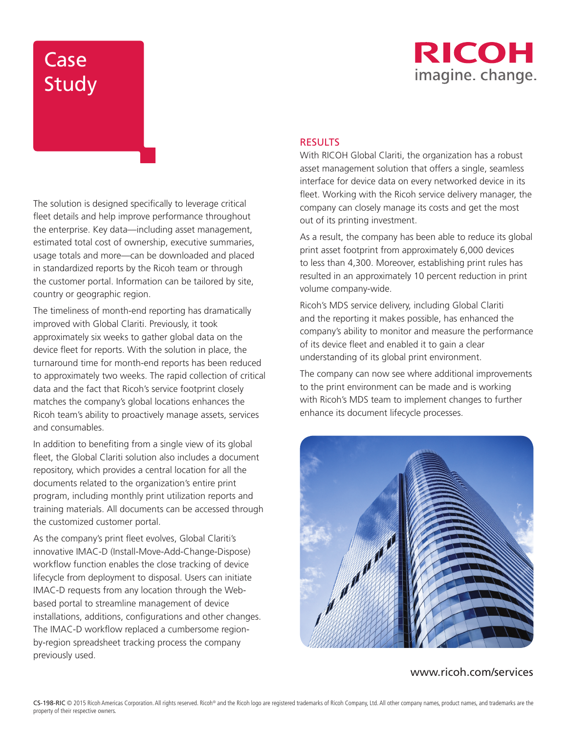# Case Study

RICOH
imagine. change.

The solution is designed specifically to leverage critical fleet details and help improve performance throughout the enterprise. Key data—including asset management, estimated total cost of ownership, executive summaries, usage totals and more—can be downloaded and placed in standardized reports by the Ricoh team or through the customer portal. Information can be tailored by site, country or geographic region.

The timeliness of month-end reporting has dramatically improved with Global Clariti. Previously, it took approximately six weeks to gather global data on the device fleet for reports. With the solution in place, the turnaround time for month-end reports has been reduced to approximately two weeks. The rapid collection of critical data and the fact that Ricoh's service footprint closely matches the company's global locations enhances the Ricoh team's ability to proactively manage assets, services and consumables.

In addition to benefiting from a single view of its global fleet, the Global Clariti solution also includes a document repository, which provides a central location for all the documents related to the organization's entire print program, including monthly print utilization reports and training materials. All documents can be accessed through the customized customer portal.

As the company's print fleet evolves, Global Clariti's innovative IMAC-D (Install-Move-Add-Change-Dispose) workflow function enables the close tracking of device lifecycle from deployment to disposal. Users can initiate IMAC-D requests from any location through the Web-based portal to streamline management of device installations, additions, configurations and other changes. The IMAC-D workflow replaced a cumbersome region-by-region spreadsheet tracking process the company previously used.

## RESULTS

With RICOH Global Clariti, the organization has a robust asset management solution that offers a single, seamless interface for device data on every networked device in its fleet. Working with the Ricoh service delivery manager, the company can closely manage its costs and get the most out of its printing investment.

As a result, the company has been able to reduce its global print asset footprint from approximately 6,000 devices to less than 4,300. Moreover, establishing print rules has resulted in an approximately 10 percent reduction in print volume company-wide.

Ricoh's MDS service delivery, including Global Clariti and the reporting it makes possible, has enhanced the company's ability to monitor and measure the performance of its device fleet and enabled it to gain a clear understanding of its global print environment.

The company can now see where additional improvements to the print environment can be made and is working with Ricoh's MDS team to implement changes to further enhance its document lifecycle processes.

www.ricoh.com/services

CS-198-RIC © 2015 Ricoh Americas Corporation. All rights reserved. Ricoh® and the Ricoh logo are registered trademarks of Ricoh Company, Ltd. All other company names, product names, and trademarks are the property of their respective owners.